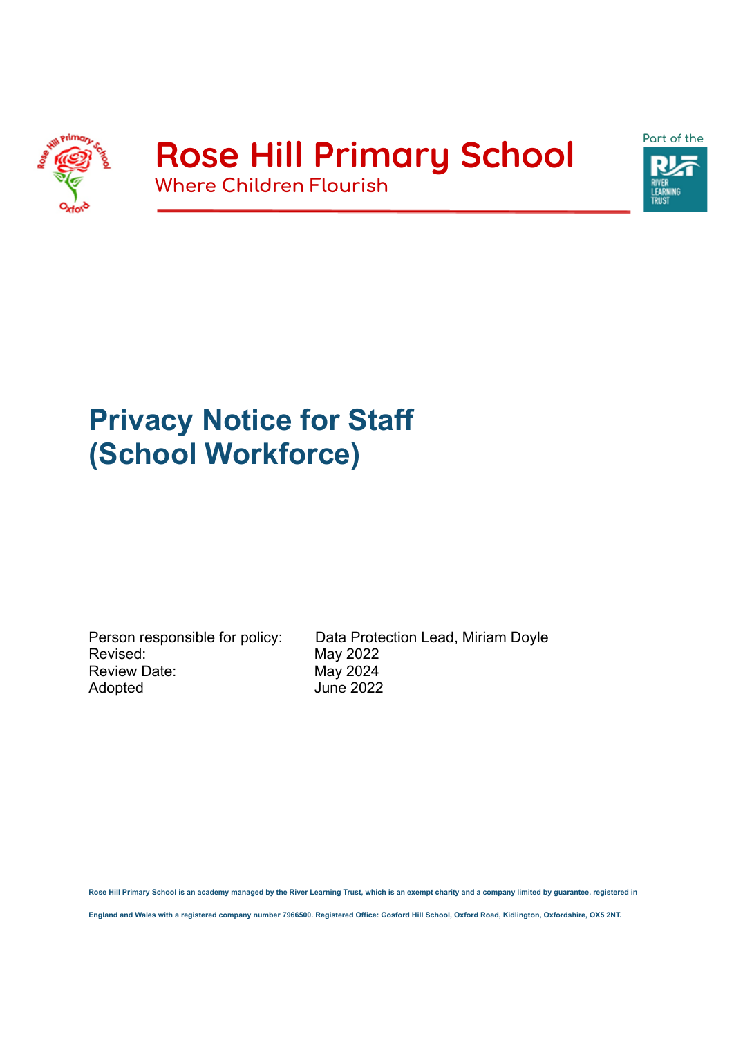# Rose Hill Primary School

Where Children Flourish

Part of the River Learning Trust

# Privacy Notice for Staff (School Workforce)

Person responsible for policy: Data Protection Lead, Miriam Doyle
Revised: May 2022
Review Date: May 2024
Adopted June 2022

**Rose Hill Primary School is an academy managed by the River Learning Trust, which is an exempt charity and a company limited by guarantee, registered in England and Wales with a registered company number 7966500. Registered Office: Gosford Hill School, Oxford Road, Kidlington, Oxfordshire, OX5 2NT.**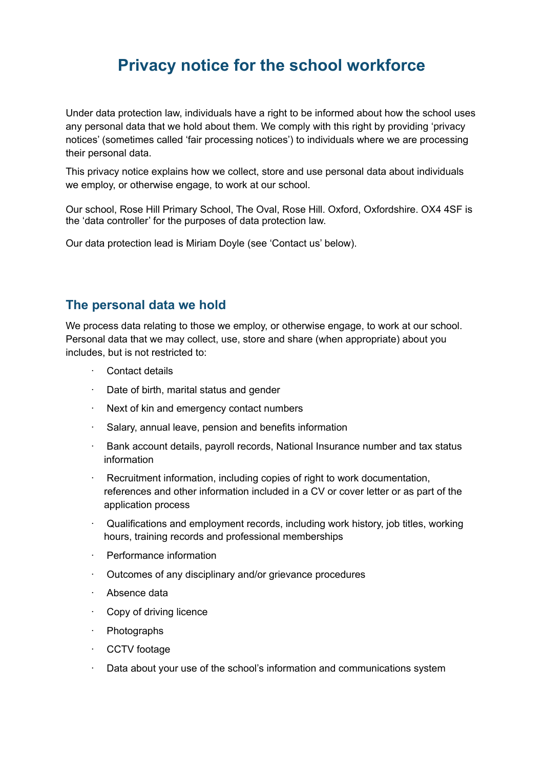# Privacy notice for the school workforce

Under data protection law, individuals have a right to be informed about how the school uses any personal data that we hold about them. We comply with this right by providing 'privacy notices' (sometimes called 'fair processing notices') to individuals where we are processing their personal data.

This privacy notice explains how we collect, store and use personal data about individuals we employ, or otherwise engage, to work at our school.

Our school, Rose Hill Primary School, The Oval, Rose Hill. Oxford, Oxfordshire. OX4 4SF is the 'data controller' for the purposes of data protection law.

Our data protection lead is Miriam Doyle (see 'Contact us' below).

## The personal data we hold

We process data relating to those we employ, or otherwise engage, to work at our school. Personal data that we may collect, use, store and share (when appropriate) about you includes, but is not restricted to:

- Contact details
- Date of birth, marital status and gender
- Next of kin and emergency contact numbers
- Salary, annual leave, pension and benefits information
- Bank account details, payroll records, National Insurance number and tax status information
- Recruitment information, including copies of right to work documentation, references and other information included in a CV or cover letter or as part of the application process
- Qualifications and employment records, including work history, job titles, working hours, training records and professional memberships
- Performance information
- Outcomes of any disciplinary and/or grievance procedures
- Absence data
- Copy of driving licence
- Photographs
- CCTV footage
- Data about your use of the school's information and communications system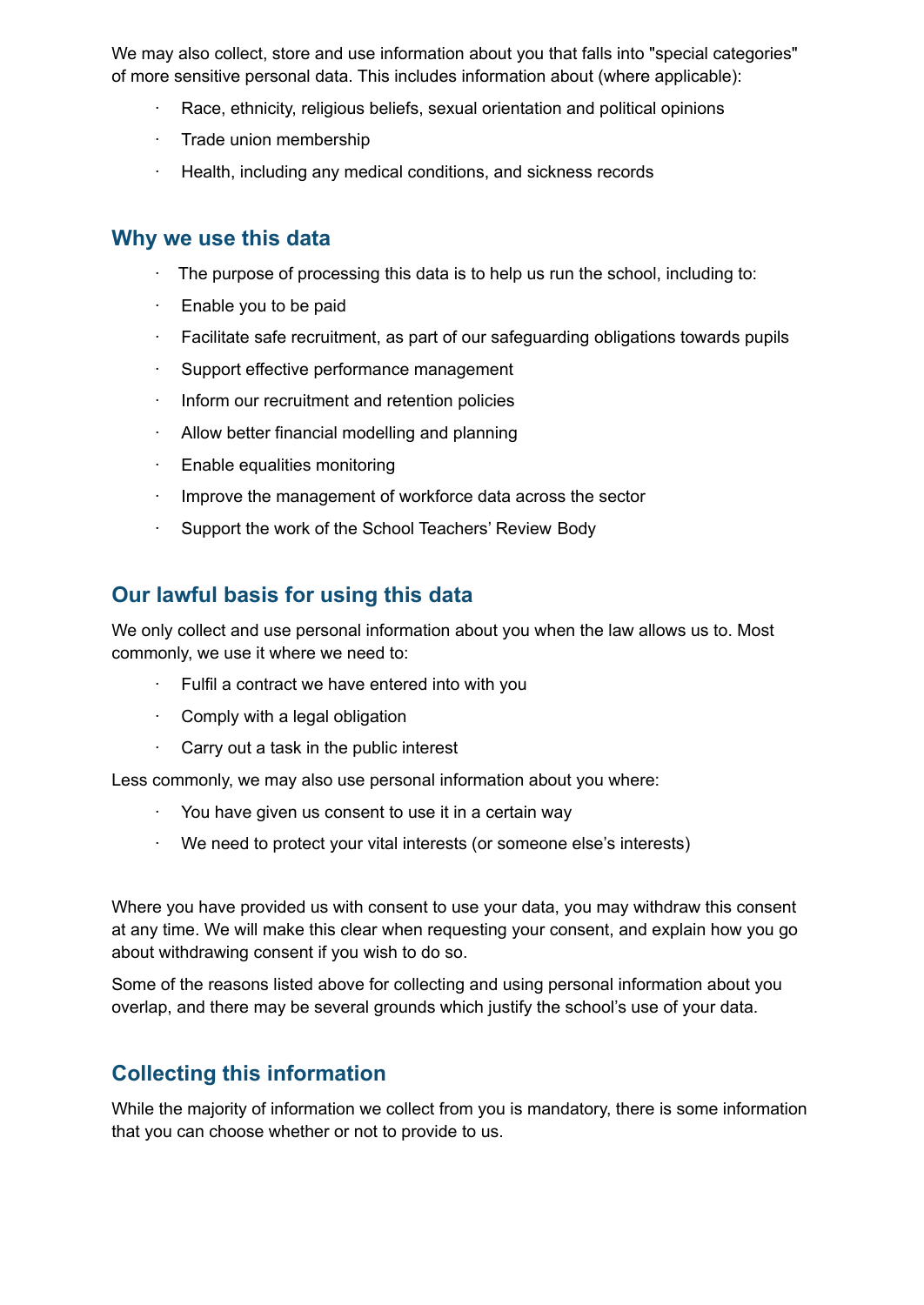We may also collect, store and use information about you that falls into "special categories" of more sensitive personal data. This includes information about (where applicable):

- Race, ethnicity, religious beliefs, sexual orientation and political opinions
- Trade union membership
- Health, including any medical conditions, and sickness records

## Why we use this data

- The purpose of processing this data is to help us run the school, including to:
- Enable you to be paid
- Facilitate safe recruitment, as part of our safeguarding obligations towards pupils
- Support effective performance management
- Inform our recruitment and retention policies
- Allow better financial modelling and planning
- Enable equalities monitoring
- Improve the management of workforce data across the sector
- Support the work of the School Teachers' Review Body

## Our lawful basis for using this data

We only collect and use personal information about you when the law allows us to. Most commonly, we use it where we need to:

- Fulfil a contract we have entered into with you
- Comply with a legal obligation
- Carry out a task in the public interest

Less commonly, we may also use personal information about you where:

- You have given us consent to use it in a certain way
- We need to protect your vital interests (or someone else's interests)

Where you have provided us with consent to use your data, you may withdraw this consent at any time. We will make this clear when requesting your consent, and explain how you go about withdrawing consent if you wish to do so.

Some of the reasons listed above for collecting and using personal information about you overlap, and there may be several grounds which justify the school's use of your data.

## Collecting this information

While the majority of information we collect from you is mandatory, there is some information that you can choose whether or not to provide to us.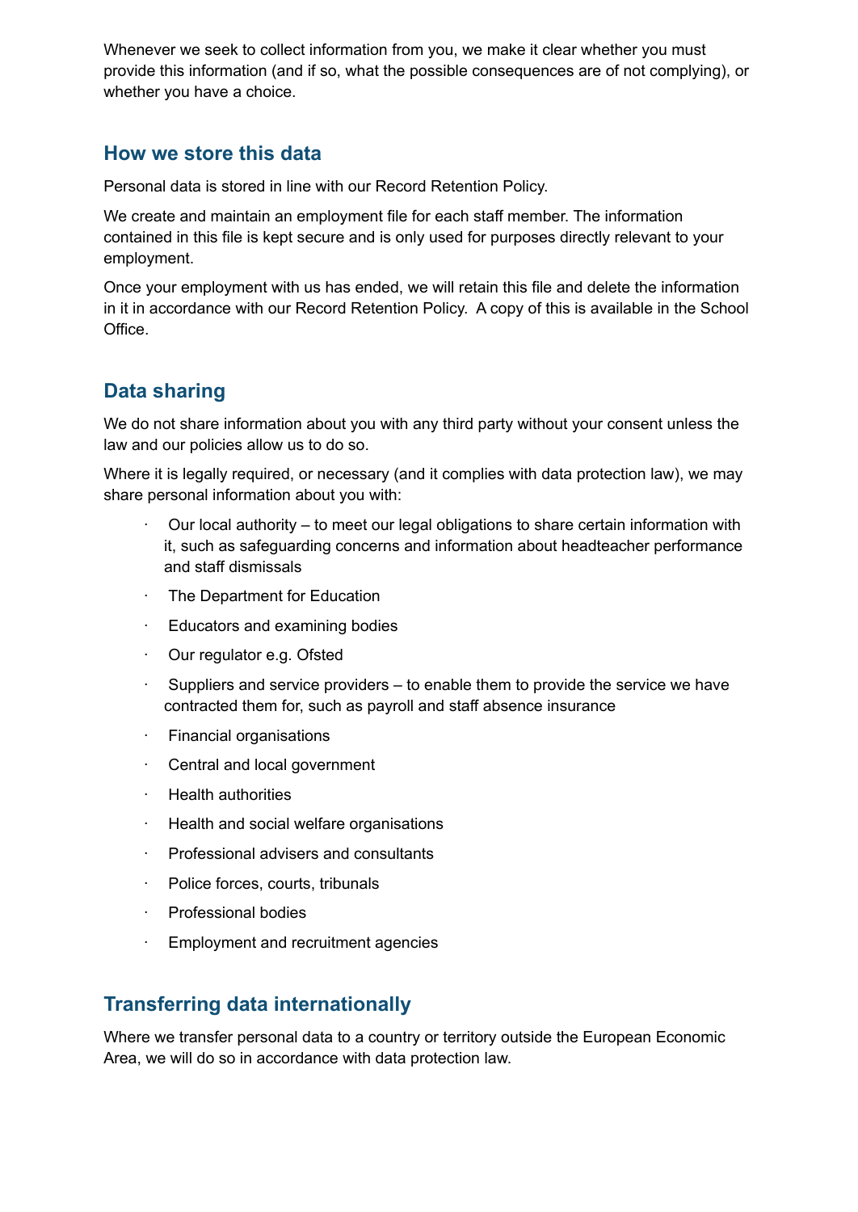Whenever we seek to collect information from you, we make it clear whether you must provide this information (and if so, what the possible consequences are of not complying), or whether you have a choice.

## How we store this data

Personal data is stored in line with our Record Retention Policy.

We create and maintain an employment file for each staff member. The information contained in this file is kept secure and is only used for purposes directly relevant to your employment.

Once your employment with us has ended, we will retain this file and delete the information in it in accordance with our Record Retention Policy. A copy of this is available in the School Office.

## Data sharing

We do not share information about you with any third party without your consent unless the law and our policies allow us to do so.

Where it is legally required, or necessary (and it complies with data protection law), we may share personal information about you with:

- Our local authority – to meet our legal obligations to share certain information with it, such as safeguarding concerns and information about headteacher performance and staff dismissals
- The Department for Education
- Educators and examining bodies
- Our regulator e.g. Ofsted
- Suppliers and service providers – to enable them to provide the service we have contracted them for, such as payroll and staff absence insurance
- Financial organisations
- Central and local government
- Health authorities
- Health and social welfare organisations
- Professional advisers and consultants
- Police forces, courts, tribunals
- Professional bodies
- Employment and recruitment agencies

## Transferring data internationally

Where we transfer personal data to a country or territory outside the European Economic Area, we will do so in accordance with data protection law.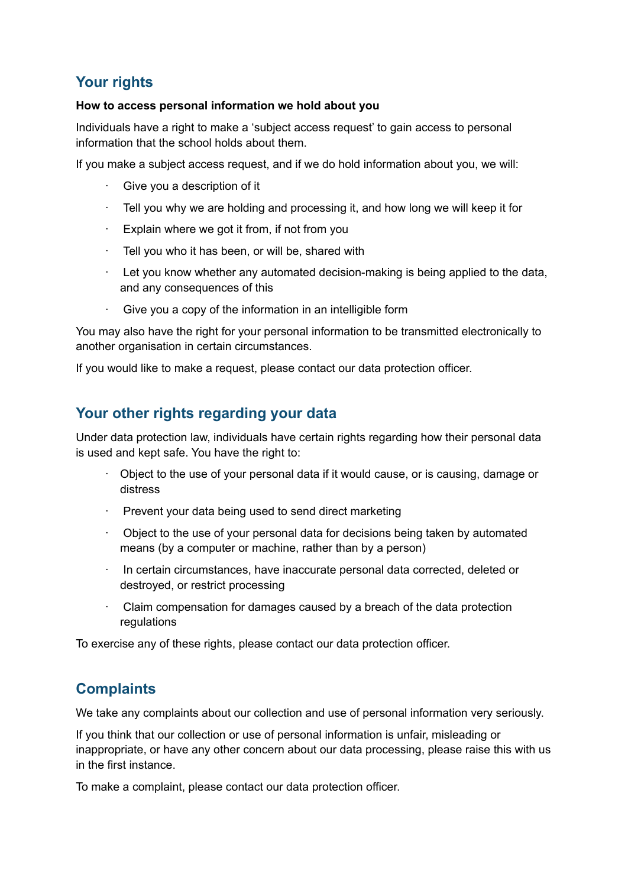## Your rights

**How to access personal information we hold about you**

Individuals have a right to make a 'subject access request' to gain access to personal information that the school holds about them.

If you make a subject access request, and if we do hold information about you, we will:

- Give you a description of it
- Tell you why we are holding and processing it, and how long we will keep it for
- Explain where we got it from, if not from you
- Tell you who it has been, or will be, shared with
- Let you know whether any automated decision-making is being applied to the data, and any consequences of this
- Give you a copy of the information in an intelligible form

You may also have the right for your personal information to be transmitted electronically to another organisation in certain circumstances.

If you would like to make a request, please contact our data protection officer.

## Your other rights regarding your data

Under data protection law, individuals have certain rights regarding how their personal data is used and kept safe. You have the right to:

- Object to the use of your personal data if it would cause, or is causing, damage or distress
- Prevent your data being used to send direct marketing
- Object to the use of your personal data for decisions being taken by automated means (by a computer or machine, rather than by a person)
- In certain circumstances, have inaccurate personal data corrected, deleted or destroyed, or restrict processing
- Claim compensation for damages caused by a breach of the data protection regulations

To exercise any of these rights, please contact our data protection officer.

## Complaints

We take any complaints about our collection and use of personal information very seriously.

If you think that our collection or use of personal information is unfair, misleading or inappropriate, or have any other concern about our data processing, please raise this with us in the first instance.

To make a complaint, please contact our data protection officer.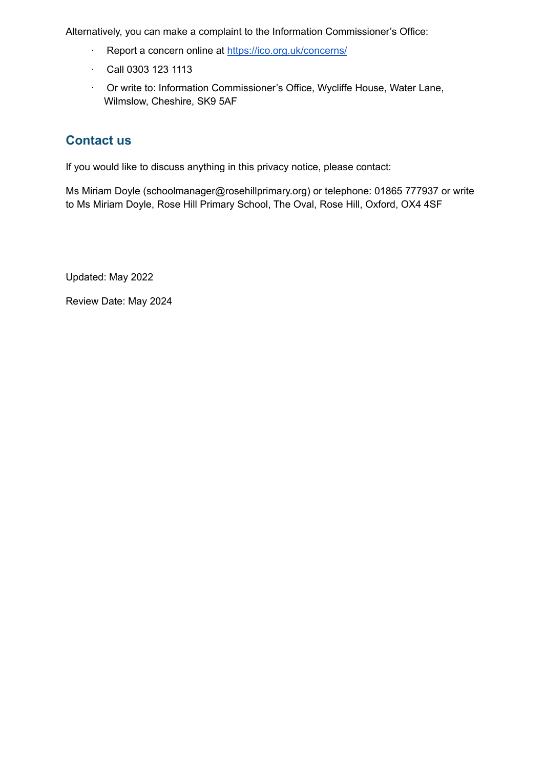Alternatively, you can make a complaint to the Information Commissioner's Office:

- Report a concern online at [https://ico.org.uk/concerns/](https://ico.org.uk/concerns/)
- Call 0303 123 1113
- Or write to: Information Commissioner's Office, Wycliffe House, Water Lane, Wilmslow, Cheshire, SK9 5AF

## Contact us

If you would like to discuss anything in this privacy notice, please contact:

Ms Miriam Doyle (schoolmanager@rosehillprimary.org) or telephone: 01865 777937 or write to Ms Miriam Doyle, Rose Hill Primary School, The Oval, Rose Hill, Oxford, OX4 4SF

Updated: May 2022

Review Date: May 2024